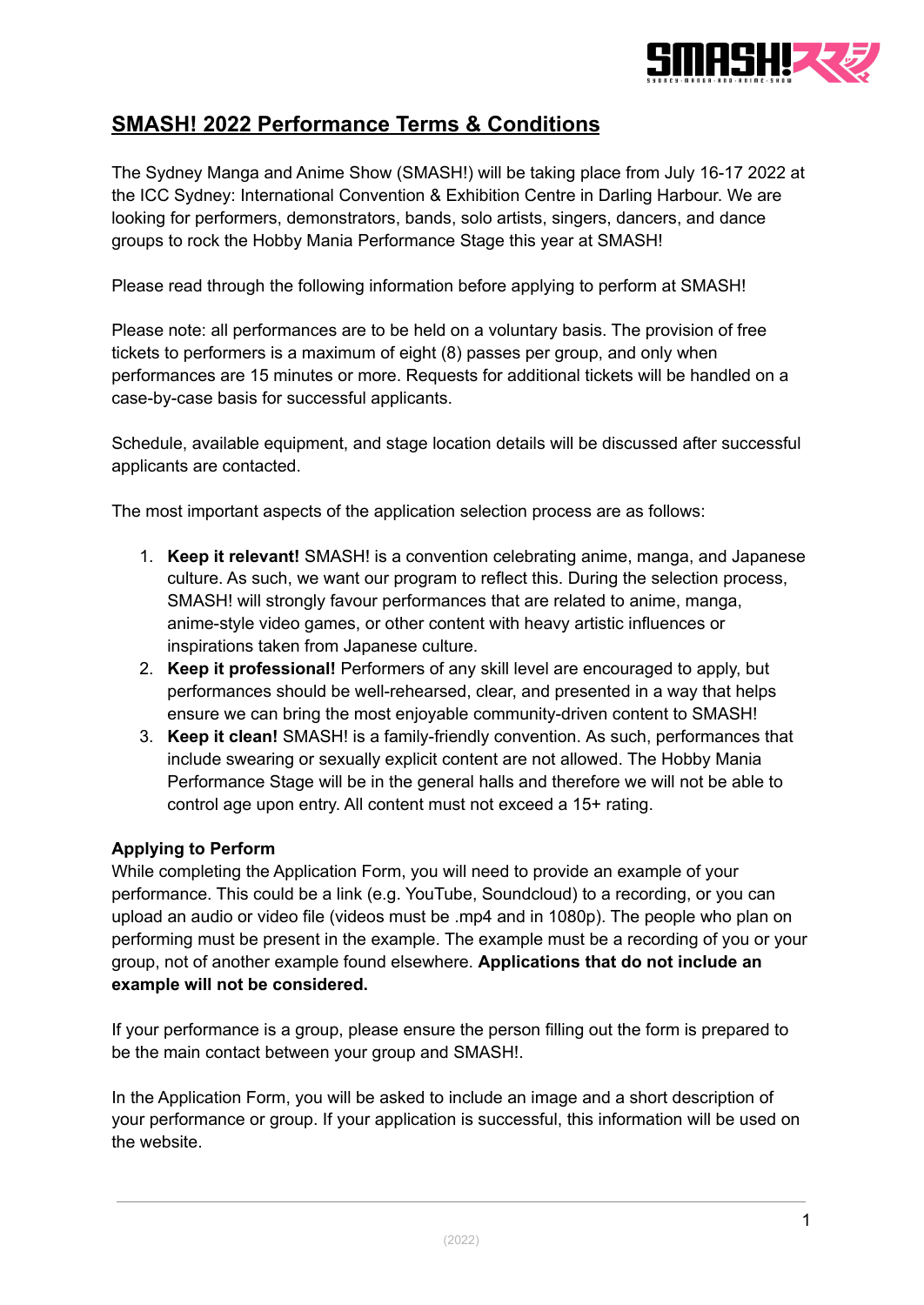# SMASH! 2022 Performance Terms & Conditions

The Sydney Manga and Anime Show (SMASH!) will be taking place from July 16-17 2022 at the ICC Sydney: International Convention & Exhibition Centre in Darling Harbour. We are looking for performers, demonstrators, bands, solo artists, singers, dancers, and dance groups to rock the Hobby Mania Performance Stage this year at SMASH!

Please read through the following information before applying to perform at SMASH!

Please note: all performances are to be held on a voluntary basis. The provision of free tickets to performers is a maximum of eight (8) passes per group, and only when performances are 15 minutes or more. Requests for additional tickets will be handled on a case-by-case basis for successful applicants.

Schedule, available equipment, and stage location details will be discussed after successful applicants are contacted.

The most important aspects of the application selection process are as follows:

1. **Keep it relevant!** SMASH! is a convention celebrating anime, manga, and Japanese culture. As such, we want our program to reflect this. During the selection process, SMASH! will strongly favour performances that are related to anime, manga, anime-style video games, or other content with heavy artistic influences or inspirations taken from Japanese culture.
2. **Keep it professional!** Performers of any skill level are encouraged to apply, but performances should be well-rehearsed, clear, and presented in a way that helps ensure we can bring the most enjoyable community-driven content to SMASH!
3. **Keep it clean!** SMASH! is a family-friendly convention. As such, performances that include swearing or sexually explicit content are not allowed. The Hobby Mania Performance Stage will be in the general halls and therefore we will not be able to control age upon entry. All content must not exceed a 15+ rating.

**Applying to Perform**

While completing the Application Form, you will need to provide an example of your performance. This could be a link (e.g. YouTube, Soundcloud) to a recording, or you can upload an audio or video file (videos must be .mp4 and in 1080p). The people who plan on performing must be present in the example. The example must be a recording of you or your group, not of another example found elsewhere. **Applications that do not include an example will not be considered.**

If your performance is a group, please ensure the person filling out the form is prepared to be the main contact between your group and SMASH!.

In the Application Form, you will be asked to include an image and a short description of your performance or group. If your application is successful, this information will be used on the website.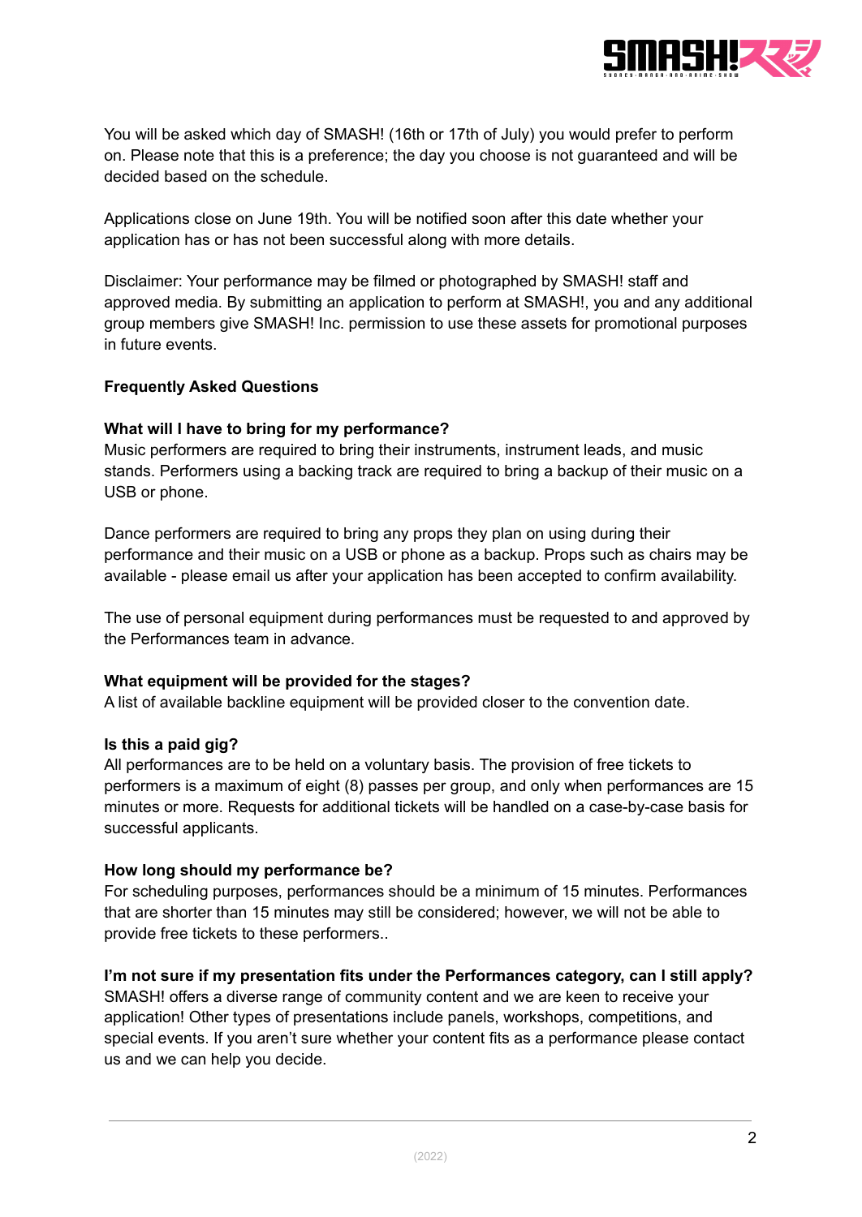You will be asked which day of SMASH! (16th or 17th of July) you would prefer to perform on. Please note that this is a preference; the day you choose is not guaranteed and will be decided based on the schedule.

Applications close on June 19th. You will be notified soon after this date whether your application has or has not been successful along with more details.

Disclaimer: Your performance may be filmed or photographed by SMASH! staff and approved media. By submitting an application to perform at SMASH!, you and any additional group members give SMASH! Inc. permission to use these assets for promotional purposes in future events.

**Frequently Asked Questions**

**What will I have to bring for my performance?**
Music performers are required to bring their instruments, instrument leads, and music stands. Performers using a backing track are required to bring a backup of their music on a USB or phone.

Dance performers are required to bring any props they plan on using during their performance and their music on a USB or phone as a backup. Props such as chairs may be available - please email us after your application has been accepted to confirm availability.

The use of personal equipment during performances must be requested to and approved by the Performances team in advance.

**What equipment will be provided for the stages?**
A list of available backline equipment will be provided closer to the convention date.

**Is this a paid gig?**
All performances are to be held on a voluntary basis. The provision of free tickets to performers is a maximum of eight (8) passes per group, and only when performances are 15 minutes or more. Requests for additional tickets will be handled on a case-by-case basis for successful applicants.

**How long should my performance be?**
For scheduling purposes, performances should be a minimum of 15 minutes. Performances that are shorter than 15 minutes may still be considered; however, we will not be able to provide free tickets to these performers..

**I'm not sure if my presentation fits under the Performances category, can I still apply?**
SMASH! offers a diverse range of community content and we are keen to receive your application! Other types of presentations include panels, workshops, competitions, and special events. If you aren't sure whether your content fits as a performance please contact us and we can help you decide.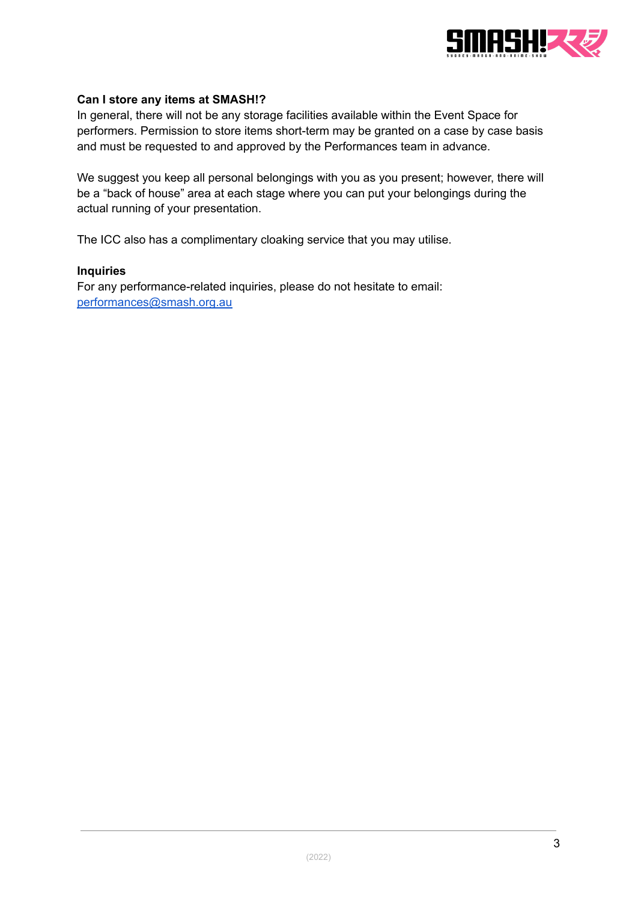**Can I store any items at SMASH!?**

In general, there will not be any storage facilities available within the Event Space for performers. Permission to store items short-term may be granted on a case by case basis and must be requested to and approved by the Performances team in advance.

We suggest you keep all personal belongings with you as you present; however, there will be a "back of house" area at each stage where you can put your belongings during the actual running of your presentation.

The ICC also has a complimentary cloaking service that you may utilise.

**Inquiries**

For any performance-related inquiries, please do not hesitate to email: performances@smash.org.au